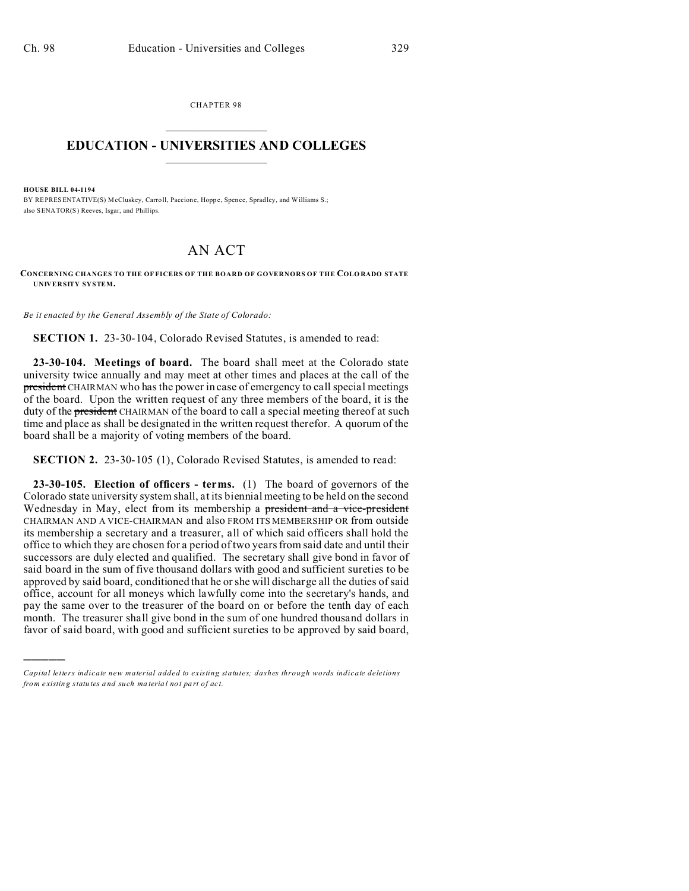CHAPTER 98

# EDUCATION - UNIVERSITIES AND COLLEGES

**HOUSE BILL 04-1194**

BY REPRESENTATIVE(S) McCluskey, Carroll, Paccione, Hoppe, Spence, Spradley, and Williams S.; also SENATOR(S) Reeves, Isgar, and Phillips.

# AN ACT

**CONCERNING CHANGES TO THE OFFICERS OF THE BOARD OF GOVERNORS OF THE COLORADO STATE UNIVERSITY SYSTEM.**

*Be it enacted by the General Assembly of the State of Colorado:*

**SECTION 1.** 23-30-104, Colorado Revised Statutes, is amended to read:

**23-30-104. Meetings of board.** The board shall meet at the Colorado state university twice annually and may meet at other times and places at the call of the ~~president~~ CHAIRMAN who has the power in case of emergency to call special meetings of the board. Upon the written request of any three members of the board, it is the duty of the ~~president~~ CHAIRMAN of the board to call a special meeting thereof at such time and place as shall be designated in the written request therefor. A quorum of the board shall be a majority of voting members of the board.

**SECTION 2.** 23-30-105 (1), Colorado Revised Statutes, is amended to read:

**23-30-105. Election of officers - terms.** (1) The board of governors of the Colorado state university system shall, at its biennial meeting to be held on the second Wednesday in May, elect from its membership a ~~president and a vice-president~~ CHAIRMAN AND A VICE-CHAIRMAN and also FROM ITS MEMBERSHIP OR from outside its membership a secretary and a treasurer, all of which said officers shall hold the office to which they are chosen for a period of two years from said date and until their successors are duly elected and qualified. The secretary shall give bond in favor of said board in the sum of five thousand dollars with good and sufficient sureties to be approved by said board, conditioned that he or she will discharge all the duties of said office, account for all moneys which lawfully come into the secretary's hands, and pay the same over to the treasurer of the board on or before the tenth day of each month. The treasurer shall give bond in the sum of one hundred thousand dollars in favor of said board, with good and sufficient sureties to be approved by said board,

---

*Capital letters indicate new material added to existing statutes; dashes through words indicate deletions from existing statutes and such material not part of act.*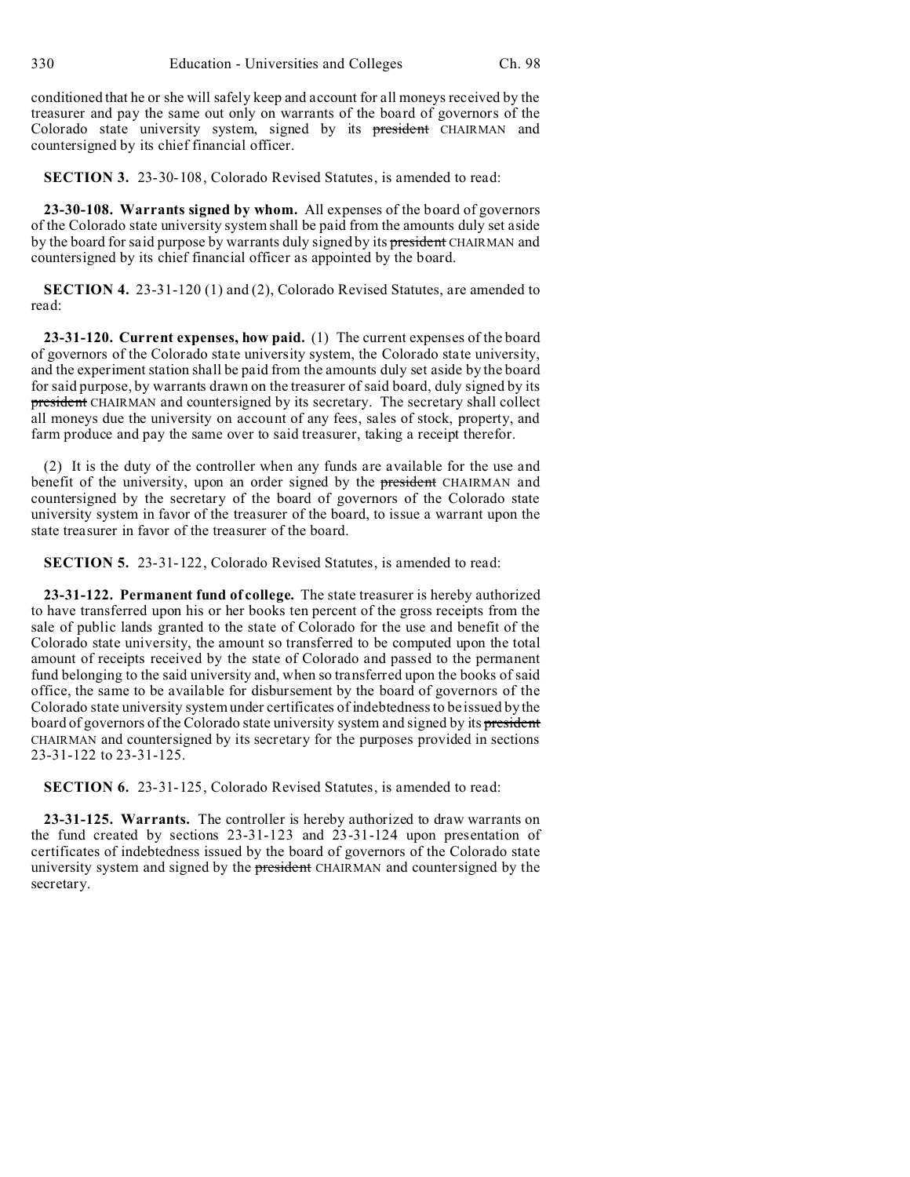conditioned that he or she will safely keep and account for all moneys received by the treasurer and pay the same out only on warrants of the board of governors of the Colorado state university system, signed by its ~~president~~ CHAIRMAN and countersigned by its chief financial officer.

**SECTION 3.** 23-30-108, Colorado Revised Statutes, is amended to read:

**23-30-108. Warrants signed by whom.** All expenses of the board of governors of the Colorado state university system shall be paid from the amounts duly set aside by the board for said purpose by warrants duly signed by its ~~president~~ CHAIRMAN and countersigned by its chief financial officer as appointed by the board.

**SECTION 4.** 23-31-120 (1) and (2), Colorado Revised Statutes, are amended to read:

**23-31-120. Current expenses, how paid.** (1) The current expenses of the board of governors of the Colorado state university system, the Colorado state university, and the experiment station shall be paid from the amounts duly set aside by the board for said purpose, by warrants drawn on the treasurer of said board, duly signed by its ~~president~~ CHAIRMAN and countersigned by its secretary. The secretary shall collect all moneys due the university on account of any fees, sales of stock, property, and farm produce and pay the same over to said treasurer, taking a receipt therefor.

(2) It is the duty of the controller when any funds are available for the use and benefit of the university, upon an order signed by the ~~president~~ CHAIRMAN and countersigned by the secretary of the board of governors of the Colorado state university system in favor of the treasurer of the board, to issue a warrant upon the state treasurer in favor of the treasurer of the board.

**SECTION 5.** 23-31-122, Colorado Revised Statutes, is amended to read:

**23-31-122. Permanent fund of college.** The state treasurer is hereby authorized to have transferred upon his or her books ten percent of the gross receipts from the sale of public lands granted to the state of Colorado for the use and benefit of the Colorado state university, the amount so transferred to be computed upon the total amount of receipts received by the state of Colorado and passed to the permanent fund belonging to the said university and, when so transferred upon the books of said office, the same to be available for disbursement by the board of governors of the Colorado state university system under certificates of indebtedness to be issued by the board of governors of the Colorado state university system and signed by its ~~president~~ CHAIRMAN and countersigned by its secretary for the purposes provided in sections 23-31-122 to 23-31-125.

**SECTION 6.** 23-31-125, Colorado Revised Statutes, is amended to read:

**23-31-125. Warrants.** The controller is hereby authorized to draw warrants on the fund created by sections 23-31-123 and 23-31-124 upon presentation of certificates of indebtedness issued by the board of governors of the Colorado state university system and signed by the ~~president~~ CHAIRMAN and countersigned by the secretary.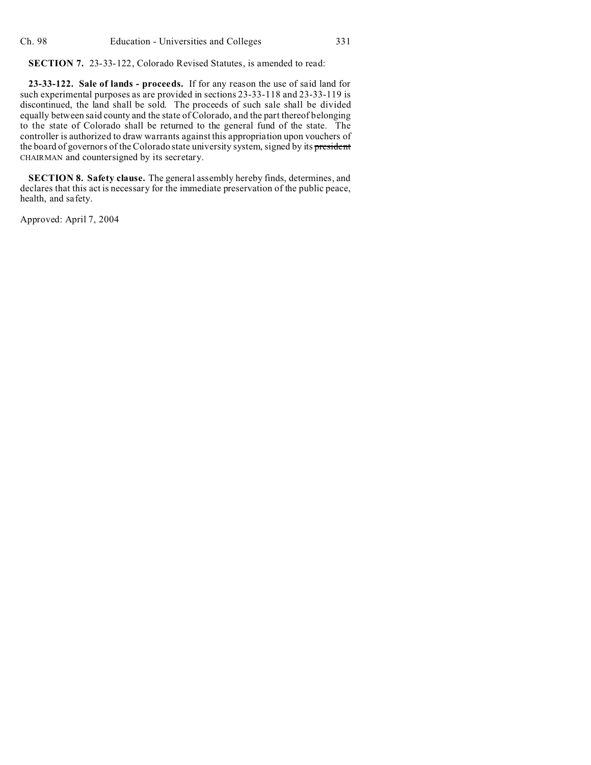**SECTION 7.** 23-33-122, Colorado Revised Statutes, is amended to read:

**23-33-122. Sale of lands - proceeds.** If for any reason the use of said land for such experimental purposes as are provided in sections 23-33-118 and 23-33-119 is discontinued, the land shall be sold. The proceeds of such sale shall be divided equally between said county and the state of Colorado, and the part thereof belonging to the state of Colorado shall be returned to the general fund of the state. The controller is authorized to draw warrants against this appropriation upon vouchers of the board of governors of the Colorado state university system, signed by its ~~president~~ CHAIRMAN and countersigned by its secretary.

**SECTION 8. Safety clause.** The general assembly hereby finds, determines, and declares that this act is necessary for the immediate preservation of the public peace, health, and safety.

Approved: April 7, 2004